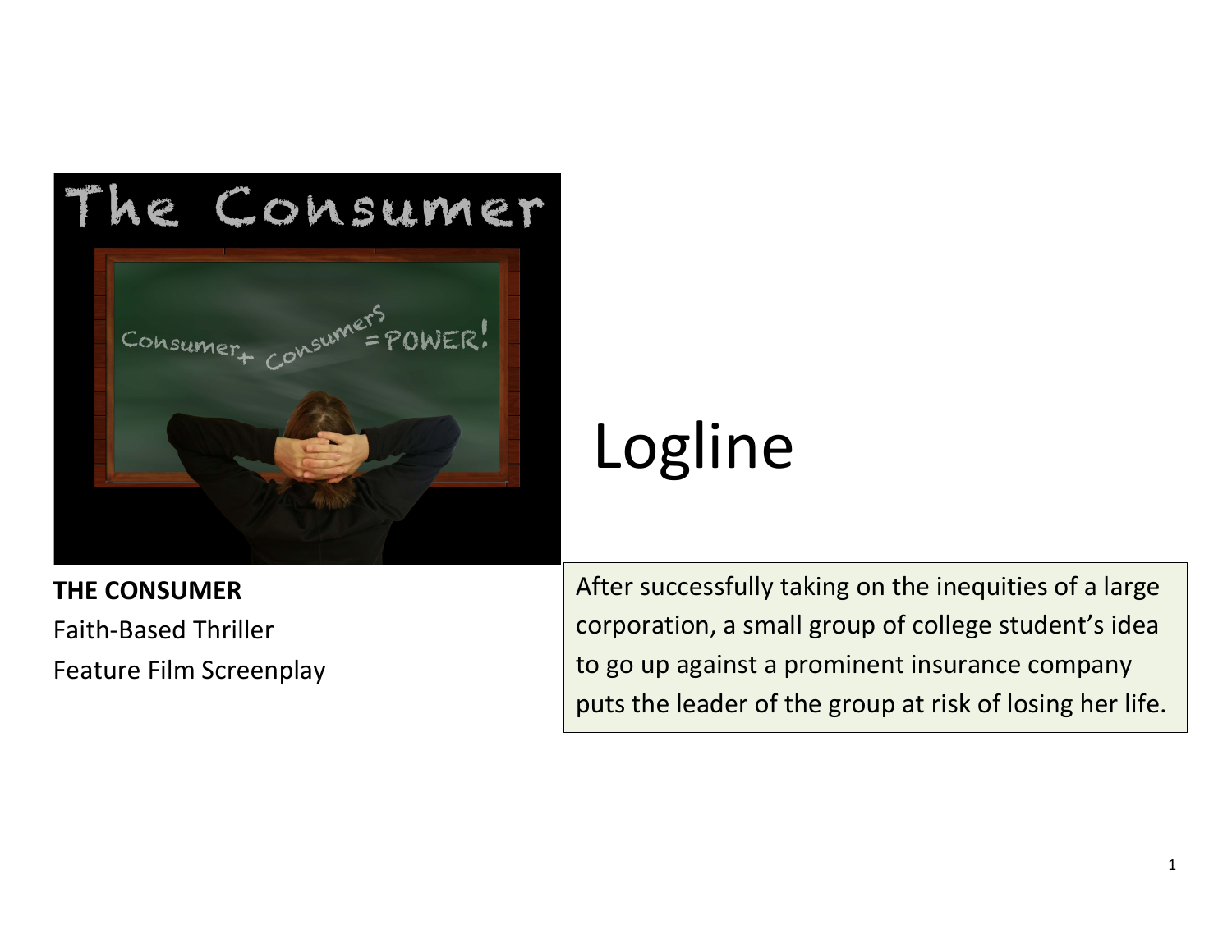**THE CONSUMER**
Faith-Based Thriller
Feature Film Screenplay

# Logline

After successfully taking on the inequities of a large corporation, a small group of college student's idea to go up against a prominent insurance company puts the leader of the group at risk of losing her life.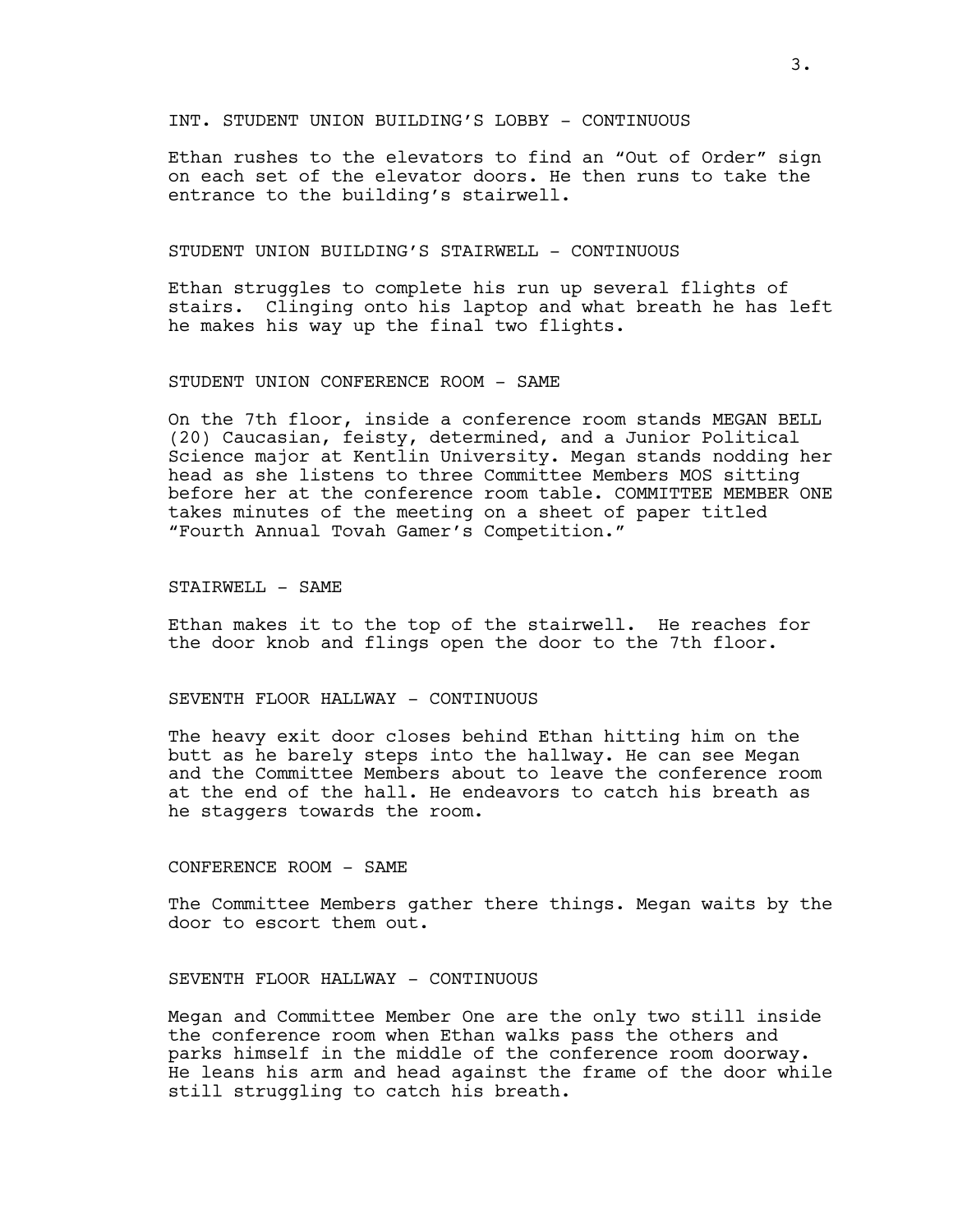INT. STUDENT UNION BUILDING'S LOBBY - CONTINUOUS

Ethan rushes to the elevators to find an "Out of Order" sign on each set of the elevator doors. He then runs to take the entrance to the building's stairwell.

STUDENT UNION BUILDING'S STAIRWELL - CONTINUOUS

Ethan struggles to complete his run up several flights of stairs. Clinging onto his laptop and what breath he has left he makes his way up the final two flights.

STUDENT UNION CONFERENCE ROOM - SAME

On the 7th floor, inside a conference room stands MEGAN BELL (20) Caucasian, feisty, determined, and a Junior Political Science major at Kentlin University. Megan stands nodding her head as she listens to three Committee Members MOS sitting before her at the conference room table. COMMITTEE MEMBER ONE takes minutes of the meeting on a sheet of paper titled "Fourth Annual Tovah Gamer's Competition."

STAIRWELL - SAME

Ethan makes it to the top of the stairwell. He reaches for the door knob and flings open the door to the 7th floor.

SEVENTH FLOOR HALLWAY - CONTINUOUS

The heavy exit door closes behind Ethan hitting him on the butt as he barely steps into the hallway. He can see Megan and the Committee Members about to leave the conference room at the end of the hall. He endeavors to catch his breath as he staggers towards the room.

CONFERENCE ROOM - SAME

The Committee Members gather there things. Megan waits by the door to escort them out.

SEVENTH FLOOR HALLWAY - CONTINUOUS

Megan and Committee Member One are the only two still inside the conference room when Ethan walks pass the others and parks himself in the middle of the conference room doorway. He leans his arm and head against the frame of the door while still struggling to catch his breath.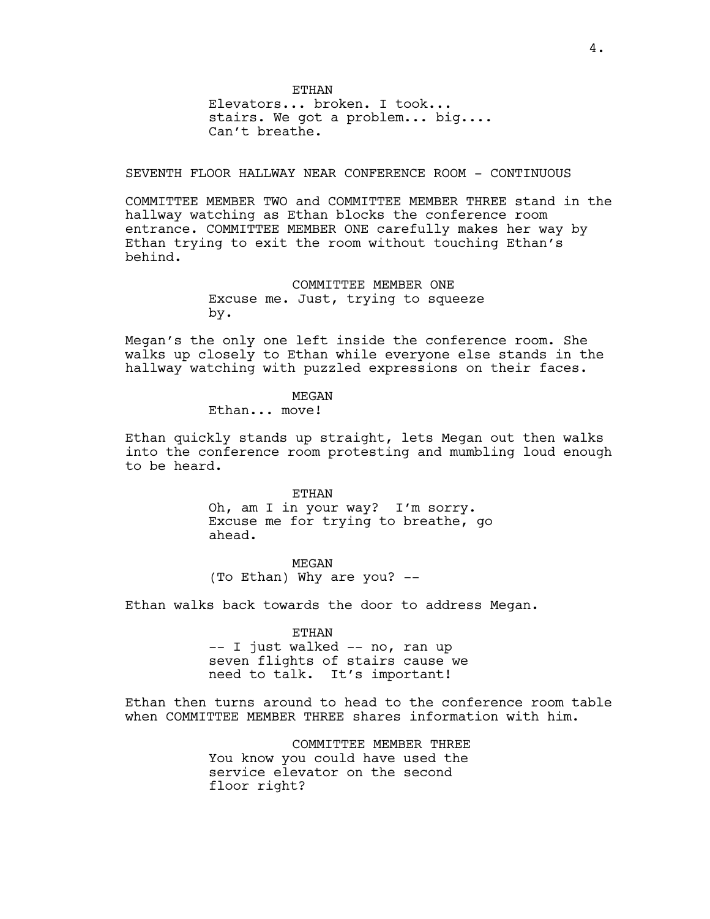ETHAN

Elevators... broken. I took... stairs. We got a problem... big.... Can't breathe.

SEVENTH FLOOR HALLWAY NEAR CONFERENCE ROOM - CONTINUOUS

COMMITTEE MEMBER TWO and COMMITTEE MEMBER THREE stand in the hallway watching as Ethan blocks the conference room entrance. COMMITTEE MEMBER ONE carefully makes her way by Ethan trying to exit the room without touching Ethan's behind.

COMMITTEE MEMBER ONE

Excuse me. Just, trying to squeeze by.

Megan's the only one left inside the conference room. She walks up closely to Ethan while everyone else stands in the hallway watching with puzzled expressions on their faces.

MEGAN

Ethan... move!

Ethan quickly stands up straight, lets Megan out then walks into the conference room protesting and mumbling loud enough to be heard.

ETHAN

Oh, am I in your way? I'm sorry. Excuse me for trying to breathe, go ahead.

MEGAN

(To Ethan) Why are you? --

Ethan walks back towards the door to address Megan.

ETHAN

-- I just walked -- no, ran up seven flights of stairs cause we need to talk. It's important!

Ethan then turns around to head to the conference room table when COMMITTEE MEMBER THREE shares information with him.

COMMITTEE MEMBER THREE

You know you could have used the service elevator on the second floor right?